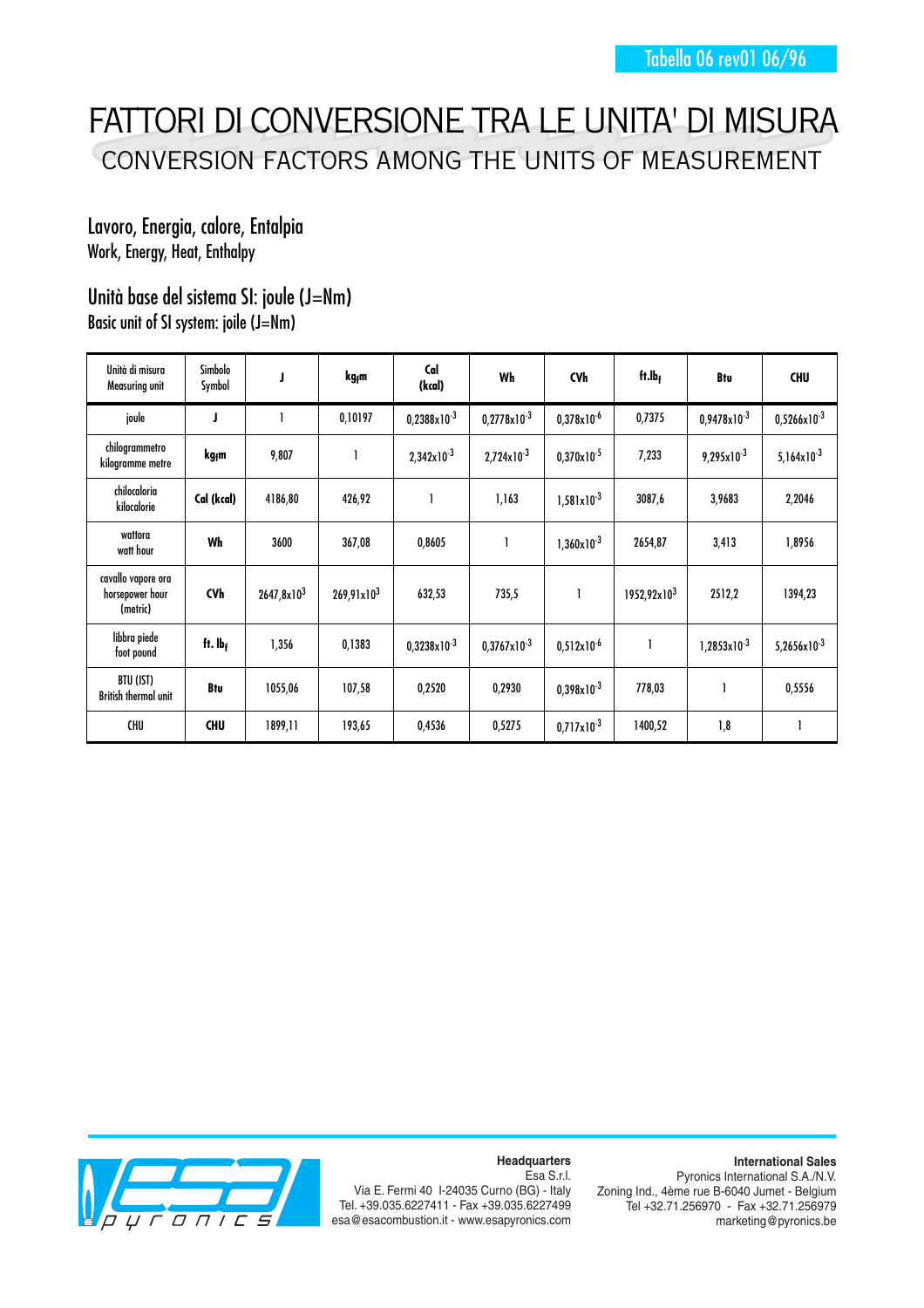Tabella 06 rev01 06/96

# FATTORI DI CONVERSIONE TRA LE UNITA' DI MISURA

## CONVERSION FACTORS AMONG THE UNITS OF MEASUREMENT

### Lavoro, Energia, calore, Entalpia
Work, Energy, Heat, Enthalpy

### Unità base del sistema SI: joule (J=Nm)
Basic unit of SI system: joile (J=Nm)

| Unità di misura<br>Measuring unit | Simbolo<br>Symbol | J | $kg_f m$ | Cal<br>(kcal) | Wh | CVh | $ft.lb_f$ | Btu | CHU |
|---|---|---|---|---|---|---|---|---|---|
| joule | J | 1 | 0,10197 | $0{,}2388 \times 10^{-3}$ | $0{,}2778 \times 10^{-3}$ | $0{,}378 \times 10^{-6}$ | 0,7375 | $0{,}9478 \times 10^{-3}$ | $0{,}5266 \times 10^{-3}$ |
| chilogrammetro<br>kilogramme metre | $kg_f m$ | 9,807 | 1 | $2{,}342 \times 10^{-3}$ | $2{,}724 \times 10^{-3}$ | $0{,}370 \times 10^{-5}$ | 7,233 | $9{,}295 \times 10^{-3}$ | $5{,}164 \times 10^{-3}$ |
| chilocaloria<br>kilocalorie | Cal (kcal) | 4186,80 | 426,92 | 1 | 1,163 | $1{,}581 \times 10^{-3}$ | 3087,6 | 3,9683 | 2,2046 |
| wattora<br>watt hour | Wh | 3600 | 367,08 | 0,8605 | 1 | $1{,}360 \times 10^{-3}$ | 2654,87 | 3,413 | 1,8956 |
| cavallo vapore ora<br>horsepower hour<br>(metric) | CVh | $2647{,}8 \times 10^{3}$ | $269{,}91 \times 10^{3}$ | 632,53 | 735,5 | 1 | $1952{,}92 \times 10^{3}$ | 2512,2 | 1394,23 |
| libbra piede<br>foot pound | $ft.\ lb_f$ | 1,356 | 0,1383 | $0{,}3238 \times 10^{-3}$ | $0{,}3767 \times 10^{-3}$ | $0{,}512 \times 10^{-6}$ | 1 | $1{,}2853 \times 10^{-3}$ | $5{,}2656 \times 10^{-3}$ |
| BTU (IST)<br>British thermal unit | Btu | 1055,06 | 107,58 | 0,2520 | 0,2930 | $0{,}398 \times 10^{-3}$ | 778,03 | 1 | 0,5556 |
| CHU | CHU | 1899,11 | 193,65 | 0,4536 | 0,5275 | $0{,}717 \times 10^{-3}$ | 1400,52 | 1,8 | 1 |

**Headquarters**
Esa S.r.l.
Via E. Fermi 40 I-24035 Curno (BG) - Italy
Tel. +39.035.6227411 - Fax +39.035.6227499
esa@esacombustion.it - www.esapyronics.com

**International Sales**
Pyronics International S.A./N.V.
Zoning Ind., 4ème rue B-6040 Jumet - Belgium
Tel +32.71.256970 - Fax +32.71.256979
marketing@pyronics.be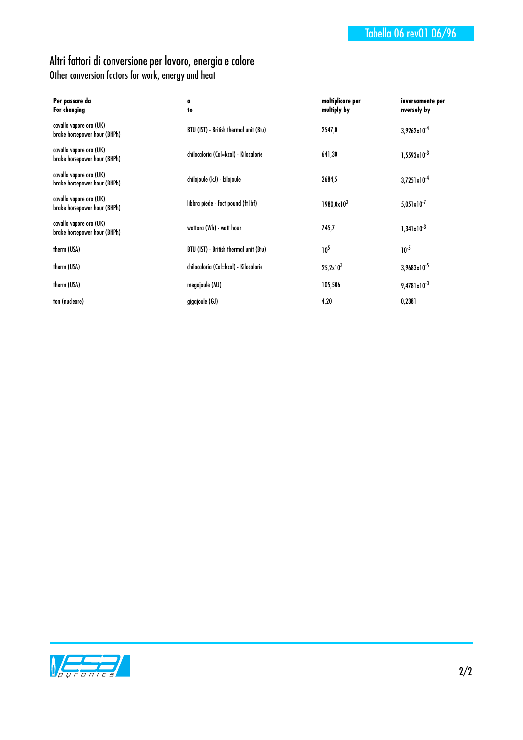# Altri fattori di conversione per lavoro, energia e calore

## Other conversion factors for work, energy and heat

| Per passare da<br>For changing | a<br>to | moltiplicare per<br>multiply by | inversamente per<br>nversely by |
|---|---|---|---|
| cavallo vapore ora (UK)<br>brake horsepower hour (BHPh) | BTU (IST) - British thermal unit (Btu) | 2547,0 | $3{,}9262\text{x}10^{-4}$ |
| cavallo vapore ora (UK)<br>brake horsepower hour (BHPh) | chilocaloria (Cal=kcal) - Kilocalorie | 641,30 | $1{,}5593\text{x}10^{-3}$ |
| cavallo vapore ora (UK)<br>brake horsepower hour (BHPh) | chilojoule (kJ) - kilojoule | 2684,5 | $3{,}7251\text{x}10^{-4}$ |
| cavallo vapore ora (UK)<br>brake horsepower hour (BHPh) | libbra piede - foot pound (ft lbf) | $1980{,}0\text{x}10^{3}$ | $5{,}051\text{x}10^{-7}$ |
| cavallo vapore ora (UK)<br>brake horsepower hour (BHPh) | wattora (Wh) - watt hour | 745,7 | $1{,}341\text{x}10^{-3}$ |
| therm (USA) | BTU (IST) - British thermal unit (Btu) | $10^{5}$ | $10^{-5}$ |
| therm (USA) | chilocaloria (Cal=kcal) - Kilocalorie | $25{,}2\text{x}10^{3}$ | $3{,}9683\text{x}10^{-5}$ |
| therm (USA) | megajoule (MJ) | 105,506 | $9{,}4781\text{x}10^{-3}$ |
| ton (nucleare) | gigajoule (GJ) | 4,20 | 0,2381 |